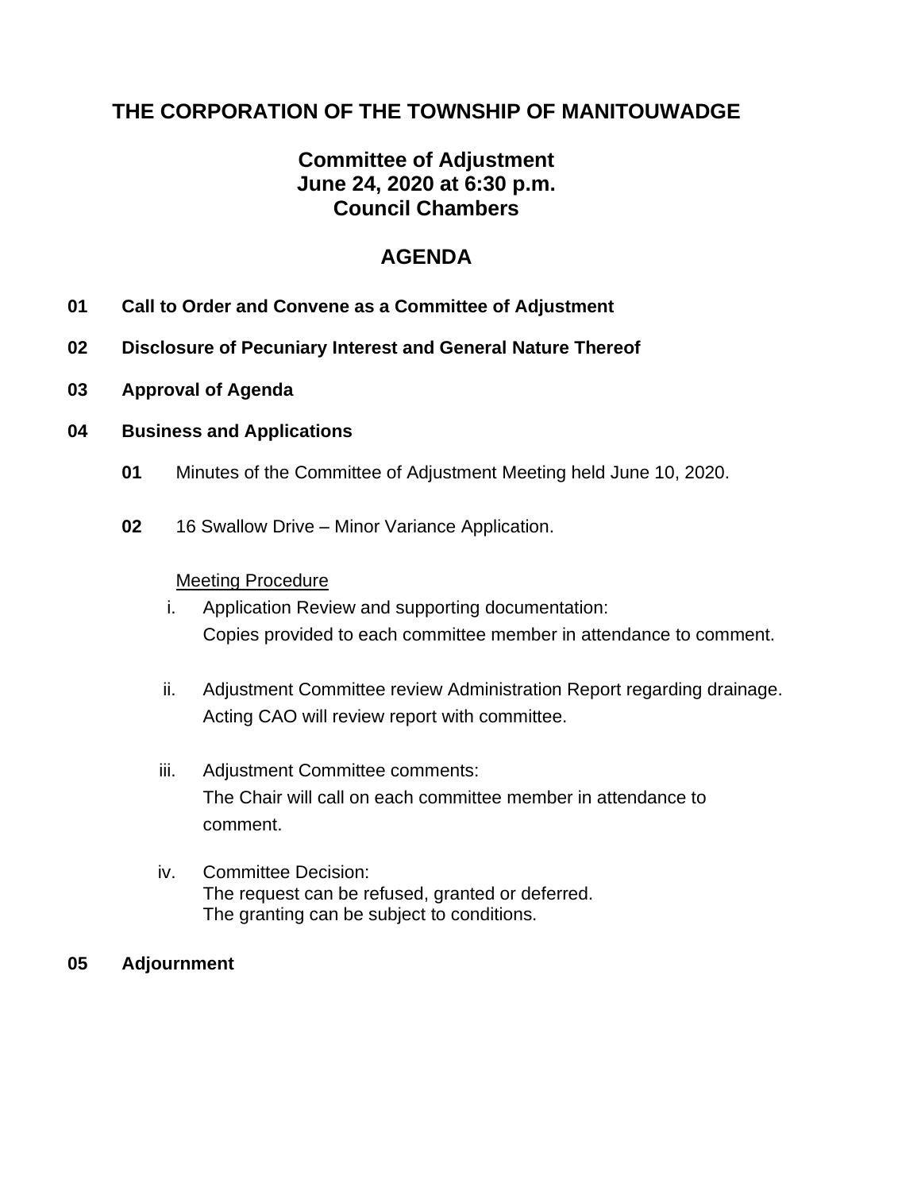# THE CORPORATION OF THE TOWNSHIP OF MANITOUWADGE

## Committee of Adjustment
## June 24, 2020 at 6:30 p.m.
## Council Chambers

## AGENDA

**01 Call to Order and Convene as a Committee of Adjustment**

**02 Disclosure of Pecuniary Interest and General Nature Thereof**

**03 Approval of Agenda**

**04 Business and Applications**

**01** Minutes of the Committee of Adjustment Meeting held June 10, 2020.

**02** 16 Swallow Drive – Minor Variance Application.

Meeting Procedure

i. Application Review and supporting documentation:
Copies provided to each committee member in attendance to comment.

ii. Adjustment Committee review Administration Report regarding drainage.
Acting CAO will review report with committee.

iii. Adjustment Committee comments:
The Chair will call on each committee member in attendance to comment.

iv. Committee Decision:
The request can be refused, granted or deferred.
The granting can be subject to conditions.

**05 Adjournment**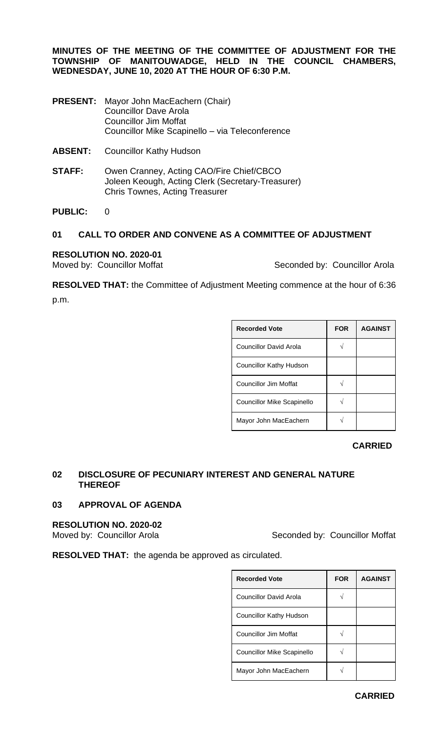**MINUTES OF THE MEETING OF THE COMMITTEE OF ADJUSTMENT FOR THE TOWNSHIP OF MANITOUWADGE, HELD IN THE COUNCIL CHAMBERS, WEDNESDAY, JUNE 10, 2020 AT THE HOUR OF 6:30 P.M.**

**PRESENT:** Mayor John MacEachern (Chair)
Councillor Dave Arola
Councillor Jim Moffat
Councillor Mike Scapinello – via Teleconference

**ABSENT:** Councillor Kathy Hudson

**STAFF:** Owen Cranney, Acting CAO/Fire Chief/CBCO
Joleen Keough, Acting Clerk (Secretary-Treasurer)
Chris Townes, Acting Treasurer

**PUBLIC:** 0

## 01 CALL TO ORDER AND CONVENE AS A COMMITTEE OF ADJUSTMENT

**RESOLUTION NO. 2020-01**
Moved by: Councillor Moffat Seconded by: Councillor Arola

**RESOLVED THAT:** the Committee of Adjustment Meeting commence at the hour of 6:36 p.m.

| Recorded Vote | FOR | AGAINST |
|---|---|---|
| Councillor David Arola | √ | |
| Councillor Kathy Hudson | | |
| Councillor Jim Moffat | √ | |
| Councillor Mike Scapinello | √ | |
| Mayor John MacEachern | √ | |

**CARRIED**

## 02 DISCLOSURE OF PECUNIARY INTEREST AND GENERAL NATURE THEREOF

## 03 APPROVAL OF AGENDA

**RESOLUTION NO. 2020-02**
Moved by: Councillor Arola Seconded by: Councillor Moffat

**RESOLVED THAT:** the agenda be approved as circulated.

| Recorded Vote | FOR | AGAINST |
|---|---|---|
| Councillor David Arola | √ | |
| Councillor Kathy Hudson | | |
| Councillor Jim Moffat | √ | |
| Councillor Mike Scapinello | √ | |
| Mayor John MacEachern | √ | |

**CARRIED**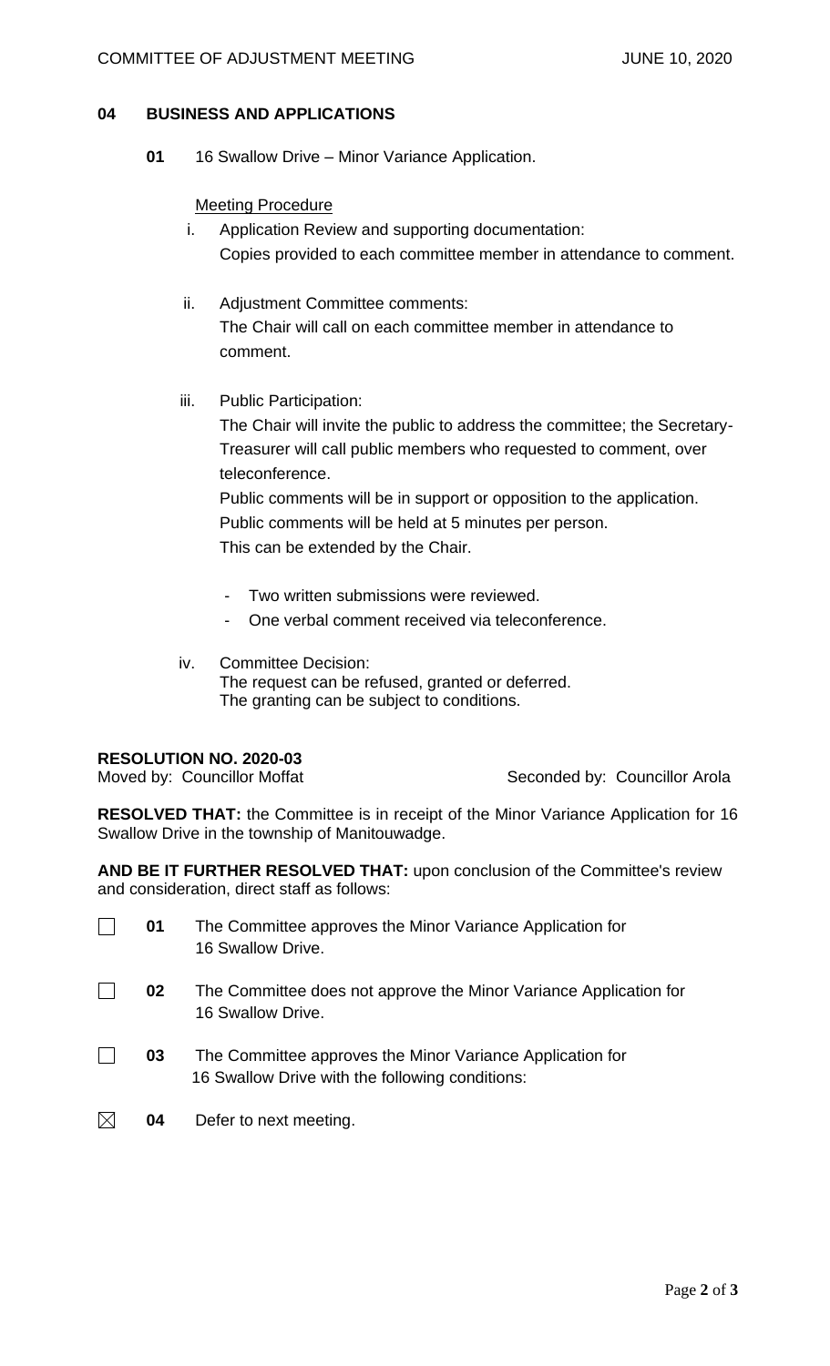## 04 BUSINESS AND APPLICATIONS

**01** 16 Swallow Drive – Minor Variance Application.

Meeting Procedure

i. Application Review and supporting documentation:
Copies provided to each committee member in attendance to comment.

ii. Adjustment Committee comments:
The Chair will call on each committee member in attendance to comment.

iii. Public Participation:
The Chair will invite the public to address the committee; the Secretary-Treasurer will call public members who requested to comment, over teleconference.
Public comments will be in support or opposition to the application.
Public comments will be held at 5 minutes per person.
This can be extended by the Chair.

- Two written submissions were reviewed.
- One verbal comment received via teleconference.

iv. Committee Decision:
The request can be refused, granted or deferred.
The granting can be subject to conditions.

**RESOLUTION NO. 2020-03**
Moved by: Councillor Moffat Seconded by: Councillor Arola

**RESOLVED THAT:** the Committee is in receipt of the Minor Variance Application for 16 Swallow Drive in the township of Manitouwadge.

**AND BE IT FURTHER RESOLVED THAT:** upon conclusion of the Committee's review and consideration, direct staff as follows:

☐ **01** The Committee approves the Minor Variance Application for 16 Swallow Drive.

☐ **02** The Committee does not approve the Minor Variance Application for 16 Swallow Drive.

☐ **03** The Committee approves the Minor Variance Application for 16 Swallow Drive with the following conditions:

☒ **04** Defer to next meeting.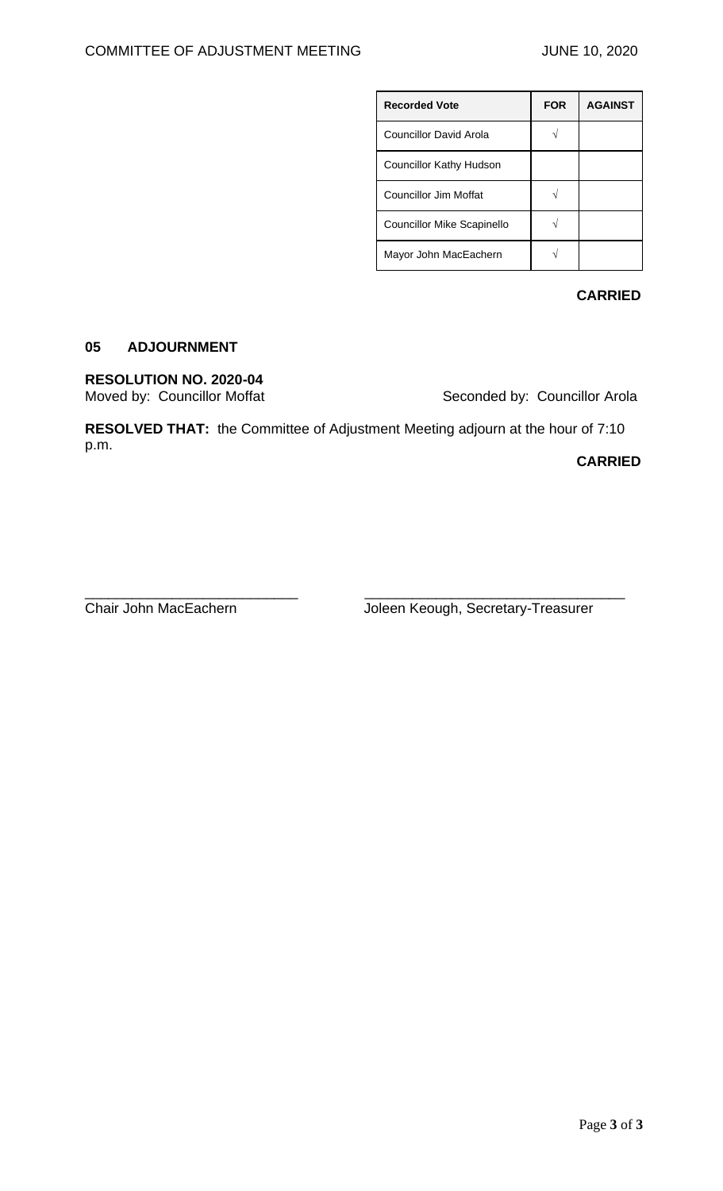| Recorded Vote | FOR | AGAINST |
|---|---|---|
| Councillor David Arola | √ | |
| Councillor Kathy Hudson | | |
| Councillor Jim Moffat | √ | |
| Councillor Mike Scapinello | √ | |
| Mayor John MacEachern | √ | |

**CARRIED**

## 05 ADJOURNMENT

**RESOLUTION NO. 2020-04**

Moved by: Councillor Moffat

Seconded by: Councillor Arola

**RESOLVED THAT:** the Committee of Adjustment Meeting adjourn at the hour of 7:10 p.m.

**CARRIED**

___________________________
Chair John MacEachern

_________________________________
Joleen Keough, Secretary-Treasurer